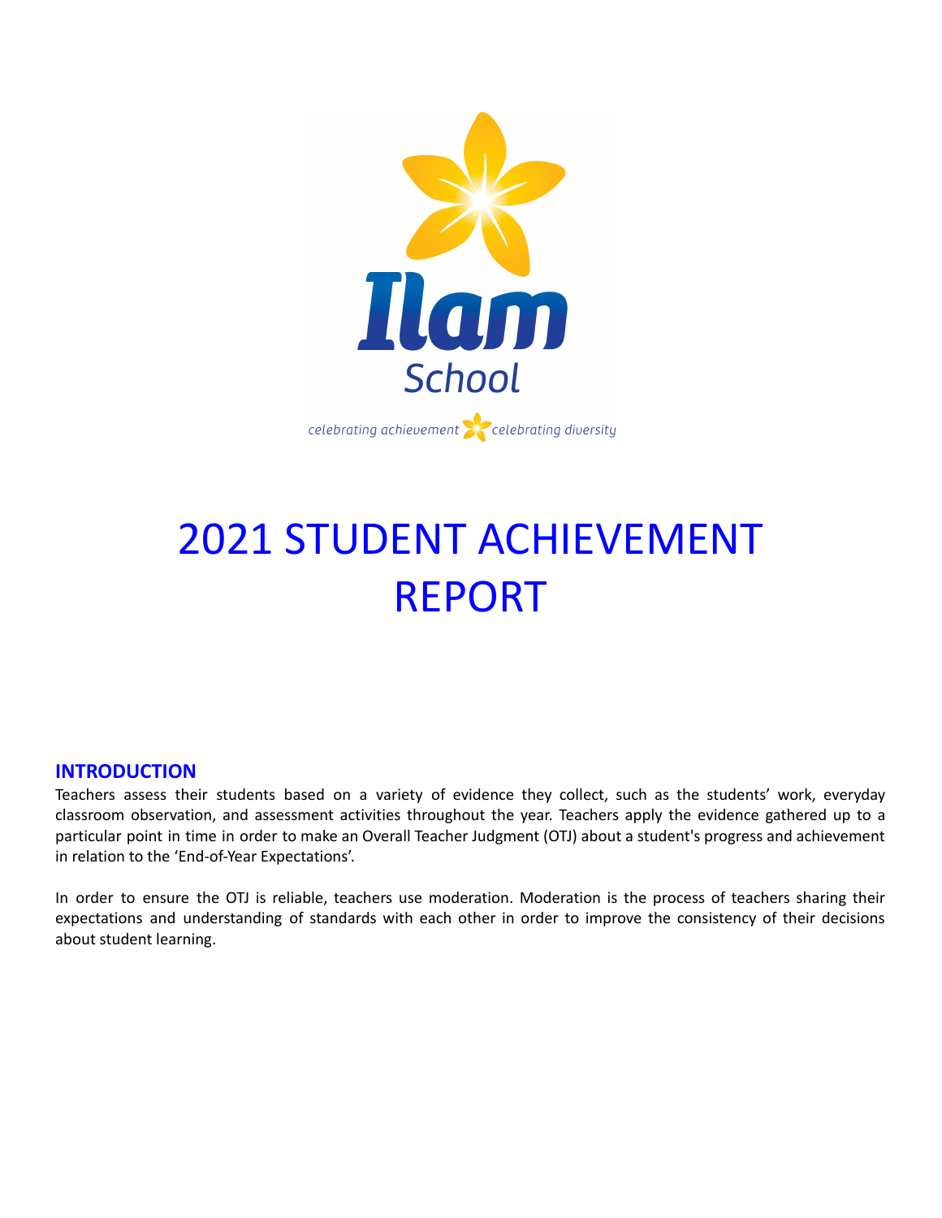Ilam School

*celebrating achievement celebrating diversity*

# 2021 STUDENT ACHIEVEMENT REPORT

## INTRODUCTION

Teachers assess their students based on a variety of evidence they collect, such as the students' work, everyday classroom observation, and assessment activities throughout the year. Teachers apply the evidence gathered up to a particular point in time in order to make an Overall Teacher Judgment (OTJ) about a student's progress and achievement in relation to the 'End-of-Year Expectations'.

In order to ensure the OTJ is reliable, teachers use moderation. Moderation is the process of teachers sharing their expectations and understanding of standards with each other in order to improve the consistency of their decisions about student learning.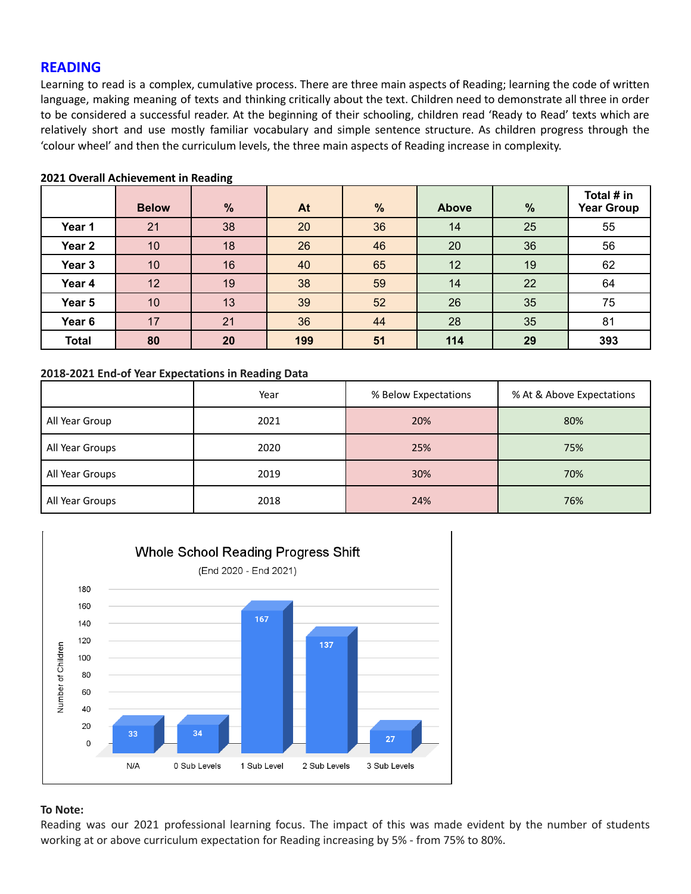## READING

Learning to read is a complex, cumulative process. There are three main aspects of Reading; learning the code of written language, making meaning of texts and thinking critically about the text. Children need to demonstrate all three in order to be considered a successful reader. At the beginning of their schooling, children read 'Ready to Read' texts which are relatively short and use mostly familiar vocabulary and simple sentence structure. As children progress through the 'colour wheel' and then the curriculum levels, the three main aspects of Reading increase in complexity.

**2021 Overall Achievement in Reading**

| | Below | % | At | % | Above | % | Total # in Year Group |
|---|---|---|---|---|---|---|---|
| **Year 1** | 21 | 38 | 20 | 36 | 14 | 25 | 55 |
| **Year 2** | 10 | 18 | 26 | 46 | 20 | 36 | 56 |
| **Year 3** | 10 | 16 | 40 | 65 | 12 | 19 | 62 |
| **Year 4** | 12 | 19 | 38 | 59 | 14 | 22 | 64 |
| **Year 5** | 10 | 13 | 39 | 52 | 26 | 35 | 75 |
| **Year 6** | 17 | 21 | 36 | 44 | 28 | 35 | 81 |
| **Total** | **80** | **20** | **199** | **51** | **114** | **29** | **393** |

**2018-2021 End-of Year Expectations in Reading Data**

| | Year | % Below Expectations | % At & Above Expectations |
|---|---|---|---|
| All Year Group | 2021 | 20% | 80% |
| All Year Groups | 2020 | 25% | 75% |
| All Year Groups | 2019 | 30% | 70% |
| All Year Groups | 2018 | 24% | 76% |

**Whole School Reading Progress Shift**
(End 2020 - End 2021)

| | N/A | 0 Sub Levels | 1 Sub Level | 2 Sub Levels | 3 Sub Levels |
|---|---|---|---|---|---|
| Number of Children | 33 | 34 | 167 | 137 | 27 |

**To Note:**
Reading was our 2021 professional learning focus. The impact of this was made evident by the number of students working at or above curriculum expectation for Reading increasing by 5% - from 75% to 80%.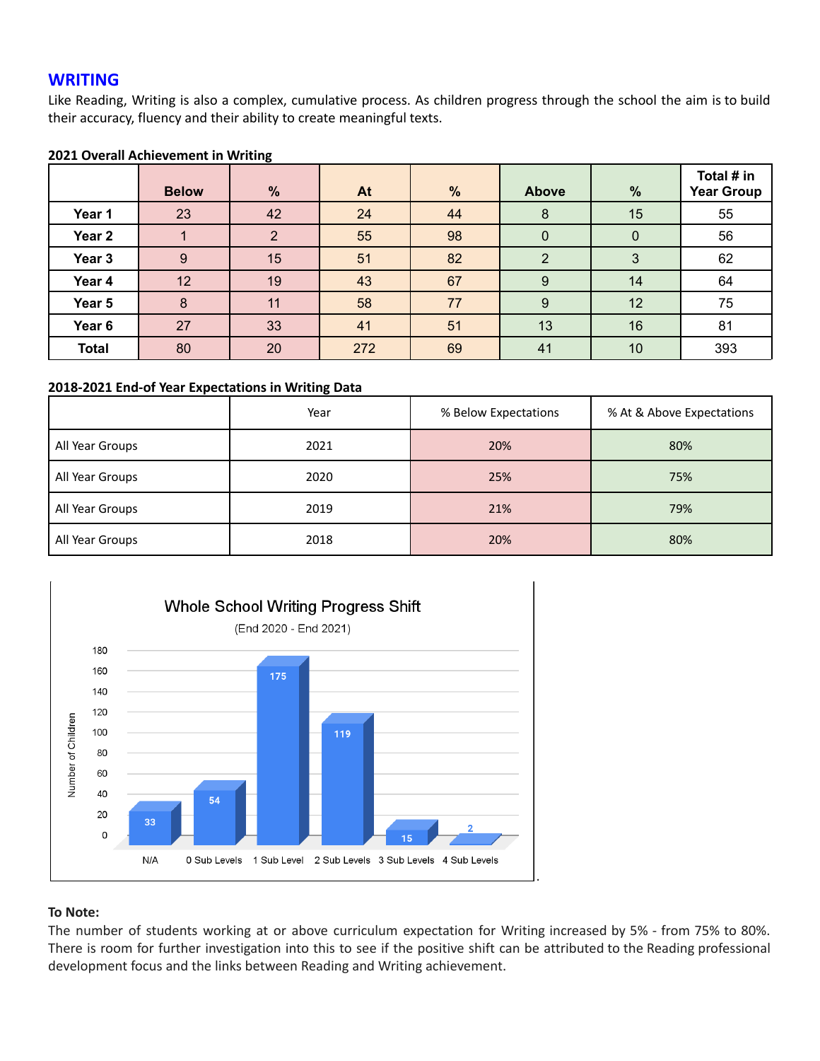## WRITING

Like Reading, Writing is also a complex, cumulative process. As children progress through the school the aim is to build their accuracy, fluency and their ability to create meaningful texts.

**2021 Overall Achievement in Writing**

| | Below | % | At | % | Above | % | Total # in Year Group |
|---|---|---|---|---|---|---|---|
| **Year 1** | 23 | 42 | 24 | 44 | 8 | 15 | 55 |
| **Year 2** | 1 | 2 | 55 | 98 | 0 | 0 | 56 |
| **Year 3** | 9 | 15 | 51 | 82 | 2 | 3 | 62 |
| **Year 4** | 12 | 19 | 43 | 67 | 9 | 14 | 64 |
| **Year 5** | 8 | 11 | 58 | 77 | 9 | 12 | 75 |
| **Year 6** | 27 | 33 | 41 | 51 | 13 | 16 | 81 |
| **Total** | 80 | 20 | 272 | 69 | 41 | 10 | 393 |

**2018-2021 End-of Year Expectations in Writing Data**

| | Year | % Below Expectations | % At & Above Expectations |
|---|---|---|---|
| All Year Groups | 2021 | 20% | 80% |
| All Year Groups | 2020 | 25% | 75% |
| All Year Groups | 2019 | 21% | 79% |
| All Year Groups | 2018 | 20% | 80% |

**Whole School Writing Progress Shift**

(End 2020 - End 2021)

| | N/A | 0 Sub Levels | 1 Sub Level | 2 Sub Levels | 3 Sub Levels | 4 Sub Levels |
|---|---|---|---|---|---|---|
| Number of Children | 33 | 54 | 175 | 119 | 15 | 2 |

**To Note:**

The number of students working at or above curriculum expectation for Writing increased by 5% - from 75% to 80%. There is room for further investigation into this to see if the positive shift can be attributed to the Reading professional development focus and the links between Reading and Writing achievement.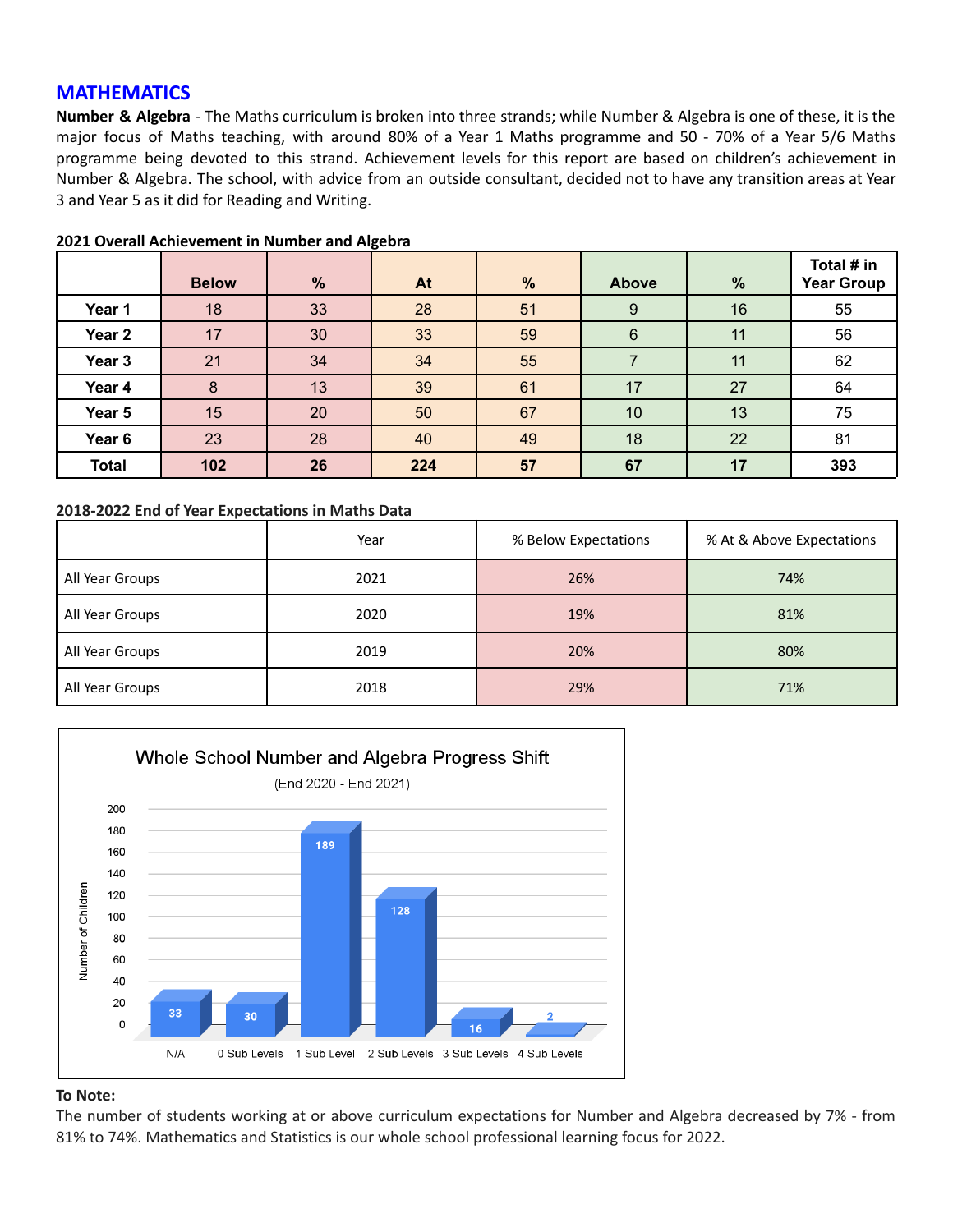## MATHEMATICS

**Number & Algebra** - The Maths curriculum is broken into three strands; while Number & Algebra is one of these, it is the major focus of Maths teaching, with around 80% of a Year 1 Maths programme and 50 - 70% of a Year 5/6 Maths programme being devoted to this strand. Achievement levels for this report are based on children's achievement in Number & Algebra. The school, with advice from an outside consultant, decided not to have any transition areas at Year 3 and Year 5 as it did for Reading and Writing.

**2021 Overall Achievement in Number and Algebra**

| | Below | % | At | % | Above | % | Total # in Year Group |
|---|---|---|---|---|---|---|---|
| Year 1 | 18 | 33 | 28 | 51 | 9 | 16 | 55 |
| Year 2 | 17 | 30 | 33 | 59 | 6 | 11 | 56 |
| Year 3 | 21 | 34 | 34 | 55 | 7 | 11 | 62 |
| Year 4 | 8 | 13 | 39 | 61 | 17 | 27 | 64 |
| Year 5 | 15 | 20 | 50 | 67 | 10 | 13 | 75 |
| Year 6 | 23 | 28 | 40 | 49 | 18 | 22 | 81 |
| **Total** | **102** | **26** | **224** | **57** | **67** | **17** | **393** |

**2018-2022 End of Year Expectations in Maths Data**

| | Year | % Below Expectations | % At & Above Expectations |
|---|---|---|---|
| All Year Groups | 2021 | 26% | 74% |
| All Year Groups | 2020 | 19% | 81% |
| All Year Groups | 2019 | 20% | 80% |
| All Year Groups | 2018 | 29% | 71% |

**Whole School Number and Algebra Progress Shift**
(End 2020 - End 2021)

| | N/A | 0 Sub Levels | 1 Sub Level | 2 Sub Levels | 3 Sub Levels | 4 Sub Levels |
|---|---|---|---|---|---|---|
| Number of Children | 33 | 30 | 189 | 128 | 16 | 2 |

**To Note:**
The number of students working at or above curriculum expectations for Number and Algebra decreased by 7% - from 81% to 74%. Mathematics and Statistics is our whole school professional learning focus for 2022.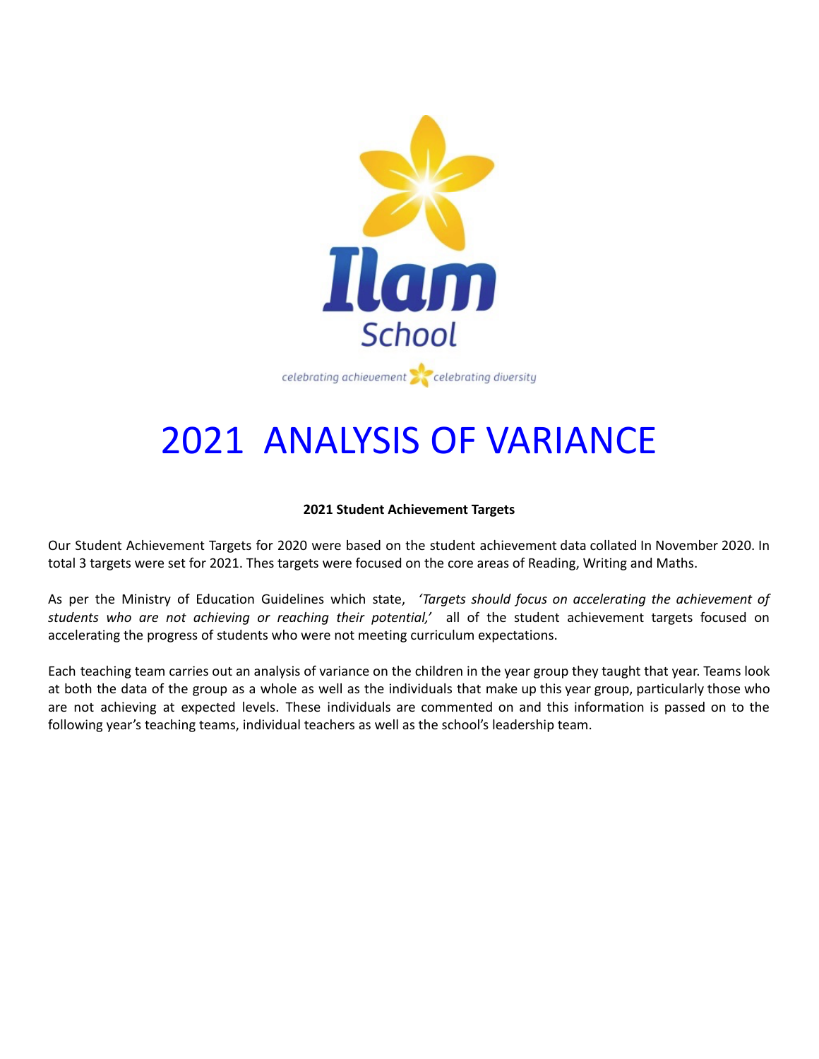Ilam School

*celebrating achievement celebrating diversity*

# 2021 ANALYSIS OF VARIANCE

**2021 Student Achievement Targets**

Our Student Achievement Targets for 2020 were based on the student achievement data collated In November 2020. In total 3 targets were set for 2021. Thes targets were focused on the core areas of Reading, Writing and Maths.

As per the Ministry of Education Guidelines which state, *'Targets should focus on accelerating the achievement of students who are not achieving or reaching their potential,'* all of the student achievement targets focused on accelerating the progress of students who were not meeting curriculum expectations.

Each teaching team carries out an analysis of variance on the children in the year group they taught that year. Teams look at both the data of the group as a whole as well as the individuals that make up this year group, particularly those who are not achieving at expected levels. These individuals are commented on and this information is passed on to the following year's teaching teams, individual teachers as well as the school's leadership team.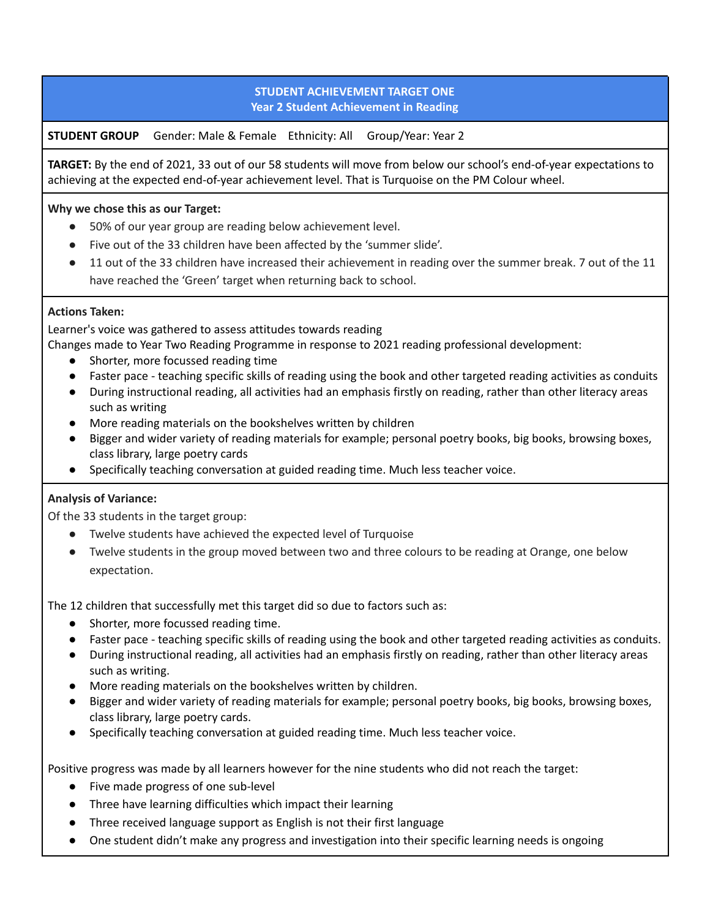## STUDENT ACHIEVEMENT TARGET ONE
### Year 2 Student Achievement in Reading

**STUDENT GROUP** Gender: Male & Female Ethnicity: All Group/Year: Year 2

**TARGET:** By the end of 2021, 33 out of our 58 students will move from below our school's end-of-year expectations to achieving at the expected end-of-year achievement level. That is Turquoise on the PM Colour wheel.

**Why we chose this as our Target:**

- 50% of our year group are reading below achievement level.
- Five out of the 33 children have been affected by the 'summer slide'.
- 11 out of the 33 children have increased their achievement in reading over the summer break. 7 out of the 11 have reached the 'Green' target when returning back to school.

**Actions Taken:**

Learner's voice was gathered to assess attitudes towards reading

Changes made to Year Two Reading Programme in response to 2021 reading professional development:

- Shorter, more focussed reading time
- Faster pace - teaching specific skills of reading using the book and other targeted reading activities as conduits
- During instructional reading, all activities had an emphasis firstly on reading, rather than other literacy areas such as writing
- More reading materials on the bookshelves written by children
- Bigger and wider variety of reading materials for example; personal poetry books, big books, browsing boxes, class library, large poetry cards
- Specifically teaching conversation at guided reading time. Much less teacher voice.

**Analysis of Variance:**

Of the 33 students in the target group:

- Twelve students have achieved the expected level of Turquoise
- Twelve students in the group moved between two and three colours to be reading at Orange, one below expectation.

The 12 children that successfully met this target did so due to factors such as:

- Shorter, more focussed reading time.
- Faster pace - teaching specific skills of reading using the book and other targeted reading activities as conduits.
- During instructional reading, all activities had an emphasis firstly on reading, rather than other literacy areas such as writing.
- More reading materials on the bookshelves written by children.
- Bigger and wider variety of reading materials for example; personal poetry books, big books, browsing boxes, class library, large poetry cards.
- Specifically teaching conversation at guided reading time. Much less teacher voice.

Positive progress was made by all learners however for the nine students who did not reach the target:

- Five made progress of one sub-level
- Three have learning difficulties which impact their learning
- Three received language support as English is not their first language
- One student didn't make any progress and investigation into their specific learning needs is ongoing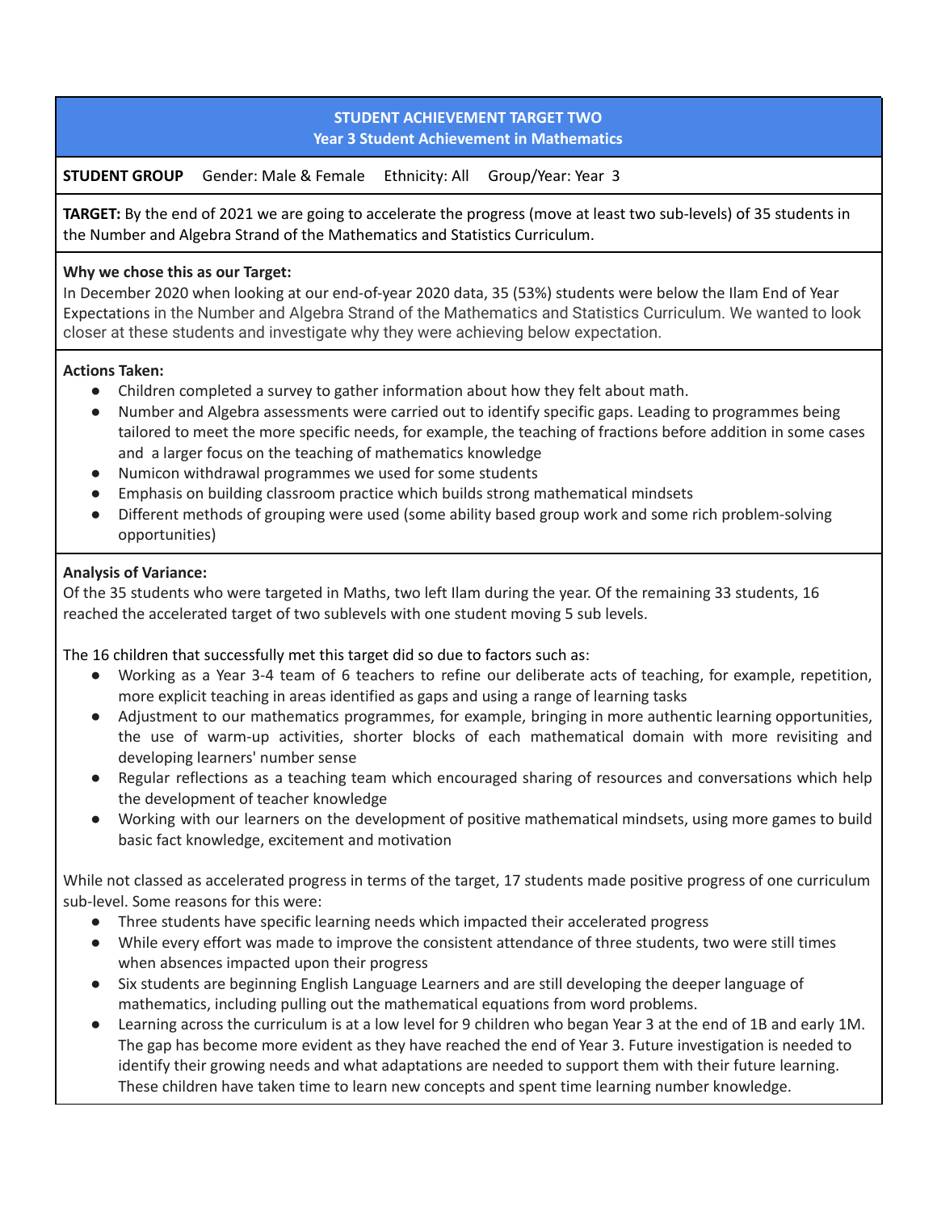## STUDENT ACHIEVEMENT TARGET TWO
## Year 3 Student Achievement in Mathematics

**STUDENT GROUP** Gender: Male & Female Ethnicity: All Group/Year: Year 3

**TARGET:** By the end of 2021 we are going to accelerate the progress (move at least two sub-levels) of 35 students in the Number and Algebra Strand of the Mathematics and Statistics Curriculum.

**Why we chose this as our Target:**
In December 2020 when looking at our end-of-year 2020 data, 35 (53%) students were below the Ilam End of Year Expectations in the Number and Algebra Strand of the Mathematics and Statistics Curriculum. We wanted to look closer at these students and investigate why they were achieving below expectation.

**Actions Taken:**

- Children completed a survey to gather information about how they felt about math.
- Number and Algebra assessments were carried out to identify specific gaps. Leading to programmes being tailored to meet the more specific needs, for example, the teaching of fractions before addition in some cases and a larger focus on the teaching of mathematics knowledge
- Numicon withdrawal programmes we used for some students
- Emphasis on building classroom practice which builds strong mathematical mindsets
- Different methods of grouping were used (some ability based group work and some rich problem-solving opportunities)

**Analysis of Variance:**
Of the 35 students who were targeted in Maths, two left Ilam during the year. Of the remaining 33 students, 16 reached the accelerated target of two sublevels with one student moving 5 sub levels.

The 16 children that successfully met this target did so due to factors such as:

- Working as a Year 3-4 team of 6 teachers to refine our deliberate acts of teaching, for example, repetition, more explicit teaching in areas identified as gaps and using a range of learning tasks
- Adjustment to our mathematics programmes, for example, bringing in more authentic learning opportunities, the use of warm-up activities, shorter blocks of each mathematical domain with more revisiting and developing learners' number sense
- Regular reflections as a teaching team which encouraged sharing of resources and conversations which help the development of teacher knowledge
- Working with our learners on the development of positive mathematical mindsets, using more games to build basic fact knowledge, excitement and motivation

While not classed as accelerated progress in terms of the target, 17 students made positive progress of one curriculum sub-level. Some reasons for this were:

- Three students have specific learning needs which impacted their accelerated progress
- While every effort was made to improve the consistent attendance of three students, two were still times when absences impacted upon their progress
- Six students are beginning English Language Learners and are still developing the deeper language of mathematics, including pulling out the mathematical equations from word problems.
- Learning across the curriculum is at a low level for 9 children who began Year 3 at the end of 1B and early 1M. The gap has become more evident as they have reached the end of Year 3. Future investigation is needed to identify their growing needs and what adaptations are needed to support them with their future learning. These children have taken time to learn new concepts and spent time learning number knowledge.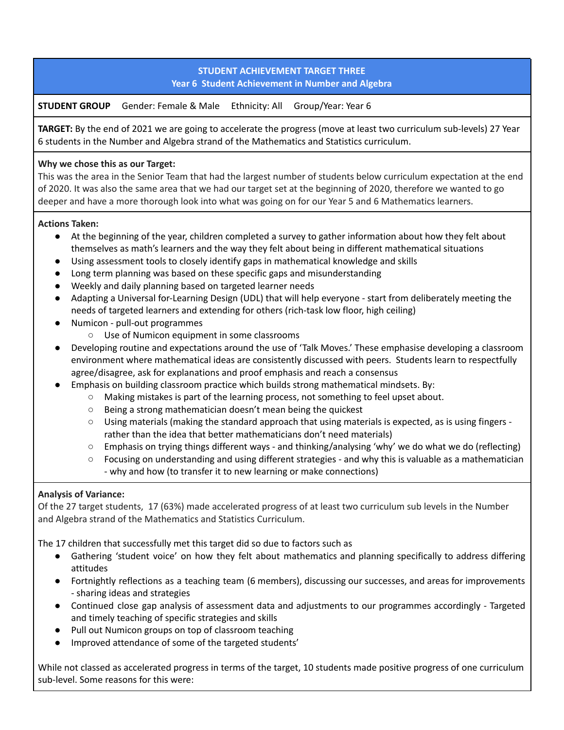## STUDENT ACHIEVEMENT TARGET THREE
### Year 6 Student Achievement in Number and Algebra

**STUDENT GROUP** Gender: Female & Male Ethnicity: All Group/Year: Year 6

**TARGET:** By the end of 2021 we are going to accelerate the progress (move at least two curriculum sub-levels) 27 Year 6 students in the Number and Algebra strand of the Mathematics and Statistics curriculum.

**Why we chose this as our Target:**
This was the area in the Senior Team that had the largest number of students below curriculum expectation at the end of 2020. It was also the same area that we had our target set at the beginning of 2020, therefore we wanted to go deeper and have a more thorough look into what was going on for our Year 5 and 6 Mathematics learners.

**Actions Taken:**

- At the beginning of the year, children completed a survey to gather information about how they felt about themselves as math's learners and the way they felt about being in different mathematical situations
- Using assessment tools to closely identify gaps in mathematical knowledge and skills
- Long term planning was based on these specific gaps and misunderstanding
- Weekly and daily planning based on targeted learner needs
- Adapting a Universal for-Learning Design (UDL) that will help everyone - start from deliberately meeting the needs of targeted learners and extending for others (rich-task low floor, high ceiling)
- Numicon - pull-out programmes
  - Use of Numicon equipment in some classrooms
- Developing routine and expectations around the use of 'Talk Moves.' These emphasise developing a classroom environment where mathematical ideas are consistently discussed with peers. Students learn to respectfully agree/disagree, ask for explanations and proof emphasis and reach a consensus
- Emphasis on building classroom practice which builds strong mathematical mindsets. By:
  - Making mistakes is part of the learning process, not something to feel upset about.
  - Being a strong mathematician doesn't mean being the quickest
  - Using materials (making the standard approach that using materials is expected, as is using fingers - rather than the idea that better mathematicians don't need materials)
  - Emphasis on trying things different ways - and thinking/analysing 'why' we do what we do (reflecting)
  - Focusing on understanding and using different strategies - and why this is valuable as a mathematician - why and how (to transfer it to new learning or make connections)

**Analysis of Variance:**
Of the 27 target students, 17 (63%) made accelerated progress of at least two curriculum sub levels in the Number and Algebra strand of the Mathematics and Statistics Curriculum.

The 17 children that successfully met this target did so due to factors such as

- Gathering 'student voice' on how they felt about mathematics and planning specifically to address differing attitudes
- Fortnightly reflections as a teaching team (6 members), discussing our successes, and areas for improvements - sharing ideas and strategies
- Continued close gap analysis of assessment data and adjustments to our programmes accordingly - Targeted and timely teaching of specific strategies and skills
- Pull out Numicon groups on top of classroom teaching
- Improved attendance of some of the targeted students'

While not classed as accelerated progress in terms of the target, 10 students made positive progress of one curriculum sub-level. Some reasons for this were: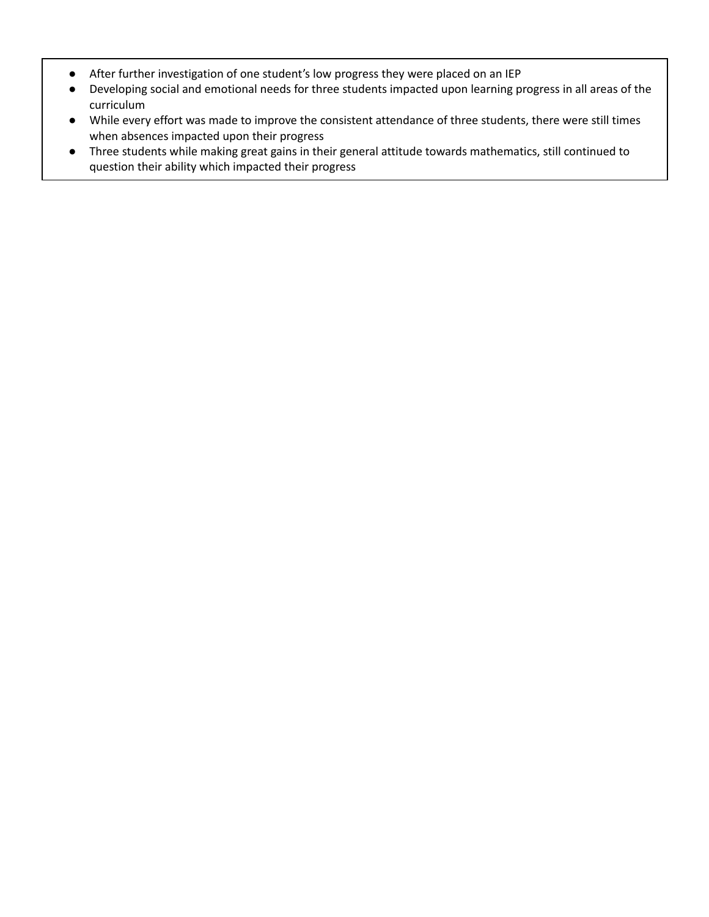- After further investigation of one student's low progress they were placed on an IEP
- Developing social and emotional needs for three students impacted upon learning progress in all areas of the curriculum
- While every effort was made to improve the consistent attendance of three students, there were still times when absences impacted upon their progress
- Three students while making great gains in their general attitude towards mathematics, still continued to question their ability which impacted their progress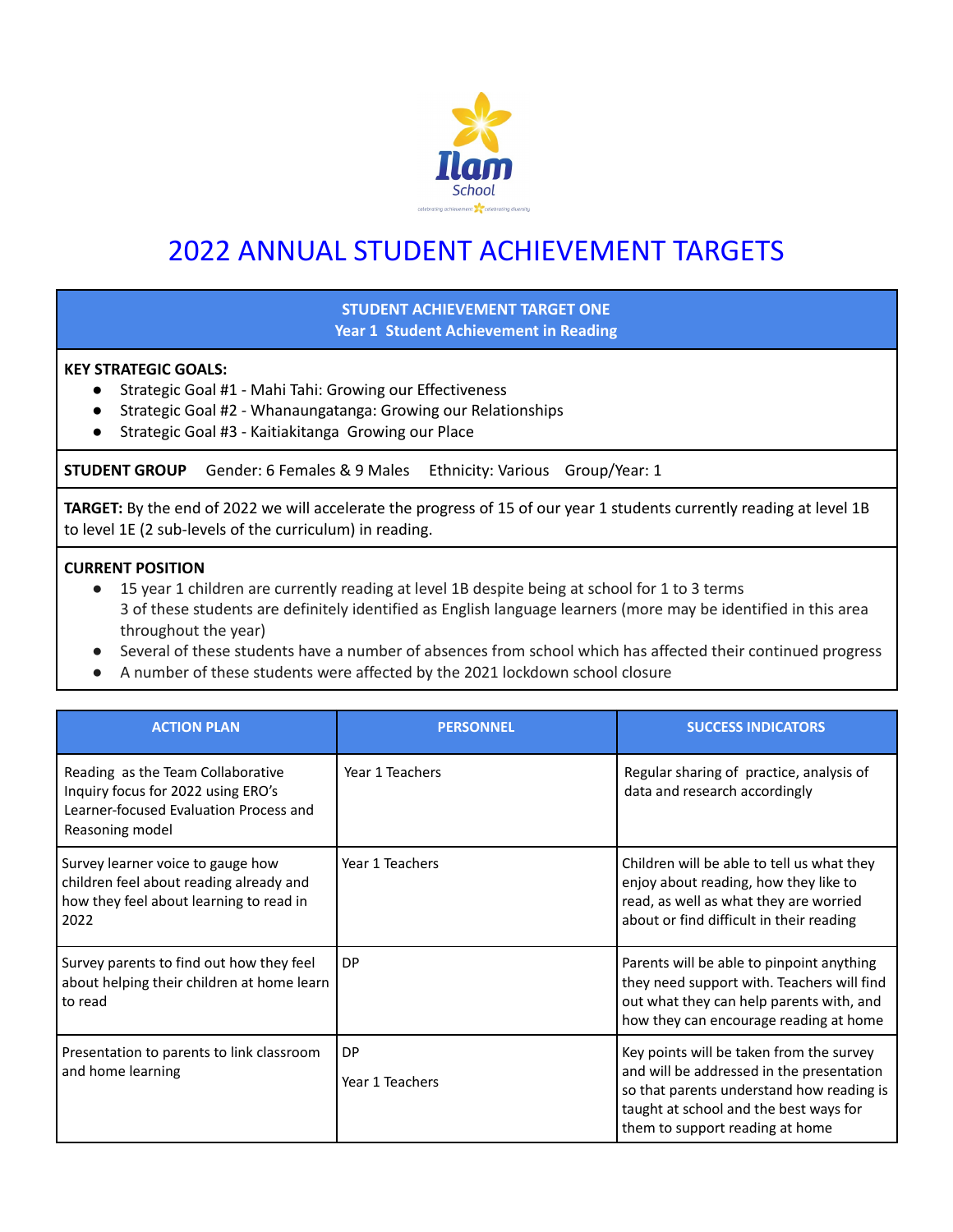# 2022 ANNUAL STUDENT ACHIEVEMENT TARGETS

**STUDENT ACHIEVEMENT TARGET ONE**
**Year 1 Student Achievement in Reading**

**KEY STRATEGIC GOALS:**

- Strategic Goal #1 - Mahi Tahi: Growing our Effectiveness
- Strategic Goal #2 - Whanaungatanga: Growing our Relationships
- Strategic Goal #3 - Kaitiakitanga Growing our Place

**STUDENT GROUP** Gender: 6 Females & 9 Males Ethnicity: Various Group/Year: 1

**TARGET:** By the end of 2022 we will accelerate the progress of 15 of our year 1 students currently reading at level 1B to level 1E (2 sub-levels of the curriculum) in reading.

**CURRENT POSITION**

- 15 year 1 children are currently reading at level 1B despite being at school for 1 to 3 terms
  3 of these students are definitely identified as English language learners (more may be identified in this area throughout the year)
- Several of these students have a number of absences from school which has affected their continued progress
- A number of these students were affected by the 2021 lockdown school closure

| ACTION PLAN | PERSONNEL | SUCCESS INDICATORS |
|---|---|---|
| Reading as the Team Collaborative Inquiry focus for 2022 using ERO's Learner-focused Evaluation Process and Reasoning model | Year 1 Teachers | Regular sharing of practice, analysis of data and research accordingly |
| Survey learner voice to gauge how children feel about reading already and how they feel about learning to read in 2022 | Year 1 Teachers | Children will be able to tell us what they enjoy about reading, how they like to read, as well as what they are worried about or find difficult in their reading |
| Survey parents to find out how they feel about helping their children at home learn to read | DP | Parents will be able to pinpoint anything they need support with. Teachers will find out what they can help parents with, and how they can encourage reading at home |
| Presentation to parents to link classroom and home learning | DP<br><br>Year 1 Teachers | Key points will be taken from the survey and will be addressed in the presentation so that parents understand how reading is taught at school and the best ways for them to support reading at home |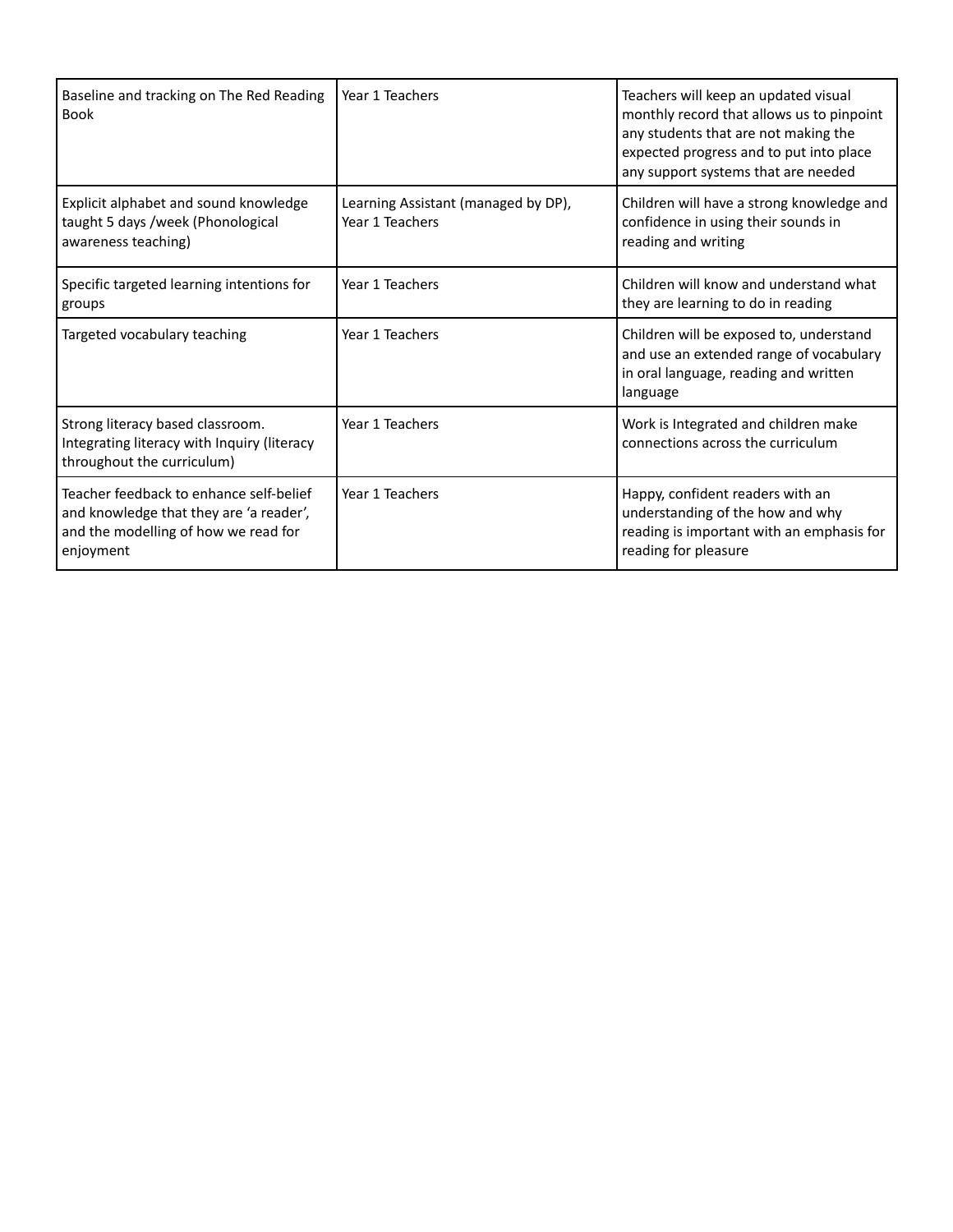| Baseline and tracking on The Red Reading Book | Year 1 Teachers | Teachers will keep an updated visual monthly record that allows us to pinpoint any students that are not making the expected progress and to put into place any support systems that are needed |
|---|---|---|
| Explicit alphabet and sound knowledge taught 5 days /week (Phonological awareness teaching) | Learning Assistant (managed by DP), Year 1 Teachers | Children will have a strong knowledge and confidence in using their sounds in reading and writing |
| Specific targeted learning intentions for groups | Year 1 Teachers | Children will know and understand what they are learning to do in reading |
| Targeted vocabulary teaching | Year 1 Teachers | Children will be exposed to, understand and use an extended range of vocabulary in oral language, reading and written language |
| Strong literacy based classroom. Integrating literacy with Inquiry (literacy throughout the curriculum) | Year 1 Teachers | Work is Integrated and children make connections across the curriculum |
| Teacher feedback to enhance self-belief and knowledge that they are 'a reader', and the modelling of how we read for enjoyment | Year 1 Teachers | Happy, confident readers with an understanding of the how and why reading is important with an emphasis for reading for pleasure |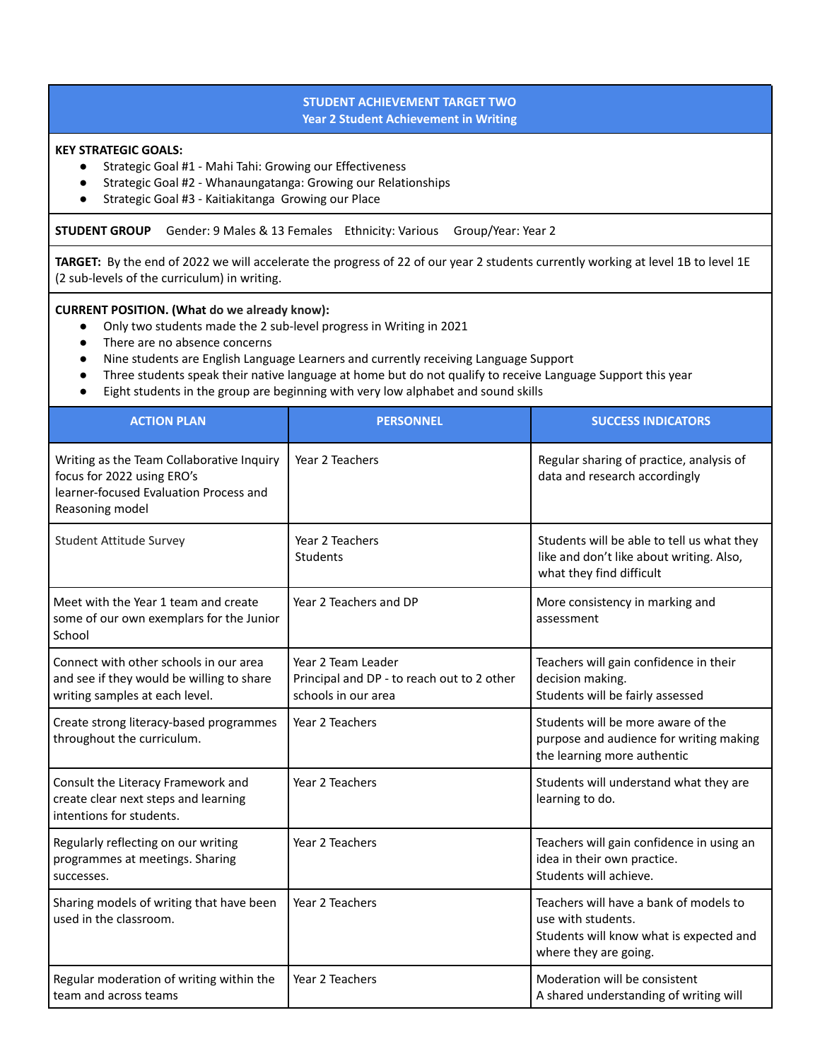## STUDENT ACHIEVEMENT TARGET TWO
## Year 2 Student Achievement in Writing

**KEY STRATEGIC GOALS:**

- Strategic Goal #1 - Mahi Tahi: Growing our Effectiveness
- Strategic Goal #2 - Whanaungatanga: Growing our Relationships
- Strategic Goal #3 - Kaitiakitanga Growing our Place

**STUDENT GROUP** Gender: 9 Males & 13 Females Ethnicity: Various Group/Year: Year 2

**TARGET:** By the end of 2022 we will accelerate the progress of 22 of our year 2 students currently working at level 1B to level 1E (2 sub-levels of the curriculum) in writing.

**CURRENT POSITION. (What do we already know):**

- Only two students made the 2 sub-level progress in Writing in 2021
- There are no absence concerns
- Nine students are English Language Learners and currently receiving Language Support
- Three students speak their native language at home but do not qualify to receive Language Support this year
- Eight students in the group are beginning with very low alphabet and sound skills

| ACTION PLAN | PERSONNEL | SUCCESS INDICATORS |
|---|---|---|
| Writing as the Team Collaborative Inquiry focus for 2022 using ERO's learner-focused Evaluation Process and Reasoning model | Year 2 Teachers | Regular sharing of practice, analysis of data and research accordingly |
| Student Attitude Survey | Year 2 Teachers<br>Students | Students will be able to tell us what they like and don't like about writing. Also, what they find difficult |
| Meet with the Year 1 team and create some of our own exemplars for the Junior School | Year 2 Teachers and DP | More consistency in marking and assessment |
| Connect with other schools in our area and see if they would be willing to share writing samples at each level. | Year 2 Team Leader<br>Principal and DP - to reach out to 2 other schools in our area | Teachers will gain confidence in their decision making.<br>Students will be fairly assessed |
| Create strong literacy-based programmes throughout the curriculum. | Year 2 Teachers | Students will be more aware of the purpose and audience for writing making the learning more authentic |
| Consult the Literacy Framework and create clear next steps and learning intentions for students. | Year 2 Teachers | Students will understand what they are learning to do. |
| Regularly reflecting on our writing programmes at meetings. Sharing successes. | Year 2 Teachers | Teachers will gain confidence in using an idea in their own practice.<br>Students will achieve. |
| Sharing models of writing that have been used in the classroom. | Year 2 Teachers | Teachers will have a bank of models to use with students.<br>Students will know what is expected and where they are going. |
| Regular moderation of writing within the team and across teams | Year 2 Teachers | Moderation will be consistent<br>A shared understanding of writing will |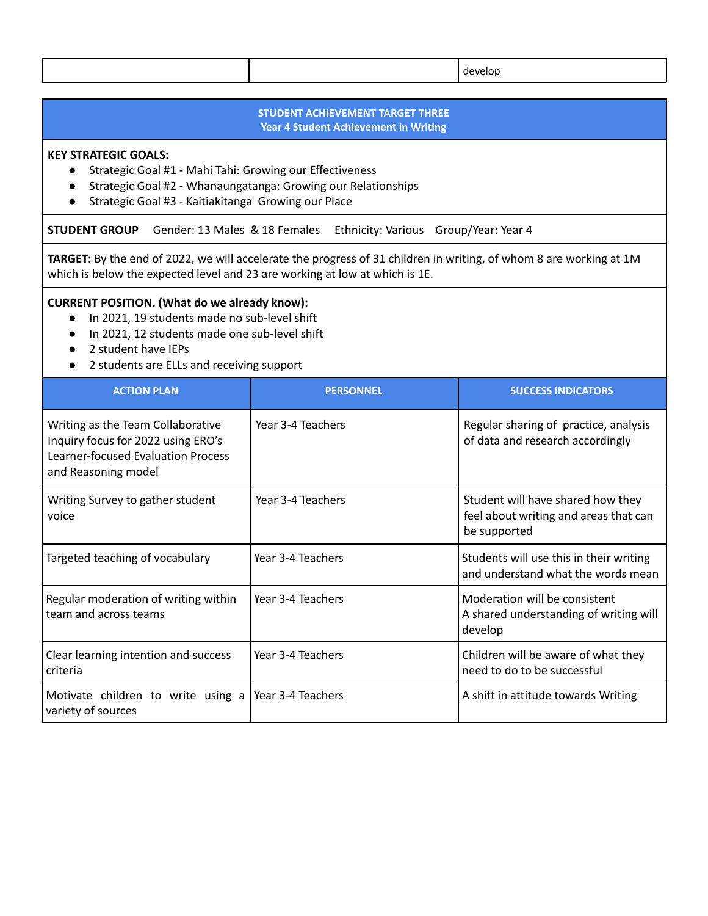| | | develop |
|---|---|---|

## STUDENT ACHIEVEMENT TARGET THREE
## Year 4 Student Achievement in Writing

**KEY STRATEGIC GOALS:**

- Strategic Goal #1 - Mahi Tahi: Growing our Effectiveness
- Strategic Goal #2 - Whanaungatanga: Growing our Relationships
- Strategic Goal #3 - Kaitiakitanga Growing our Place

**STUDENT GROUP** Gender: 13 Males & 18 Females Ethnicity: Various Group/Year: Year 4

**TARGET:** By the end of 2022, we will accelerate the progress of 31 children in writing, of whom 8 are working at 1M which is below the expected level and 23 are working at low at which is 1E.

**CURRENT POSITION. (What do we already know):**

- In 2021, 19 students made no sub-level shift
- In 2021, 12 students made one sub-level shift
- 2 student have IEPs
- 2 students are ELLs and receiving support

| ACTION PLAN | PERSONNEL | SUCCESS INDICATORS |
|---|---|---|
| Writing as the Team Collaborative Inquiry focus for 2022 using ERO's Learner-focused Evaluation Process and Reasoning model | Year 3-4 Teachers | Regular sharing of practice, analysis of data and research accordingly |
| Writing Survey to gather student voice | Year 3-4 Teachers | Student will have shared how they feel about writing and areas that can be supported |
| Targeted teaching of vocabulary | Year 3-4 Teachers | Students will use this in their writing and understand what the words mean |
| Regular moderation of writing within team and across teams | Year 3-4 Teachers | Moderation will be consistent<br>A shared understanding of writing will develop |
| Clear learning intention and success criteria | Year 3-4 Teachers | Children will be aware of what they need to do to be successful |
| Motivate children to write using a variety of sources | Year 3-4 Teachers | A shift in attitude towards Writing |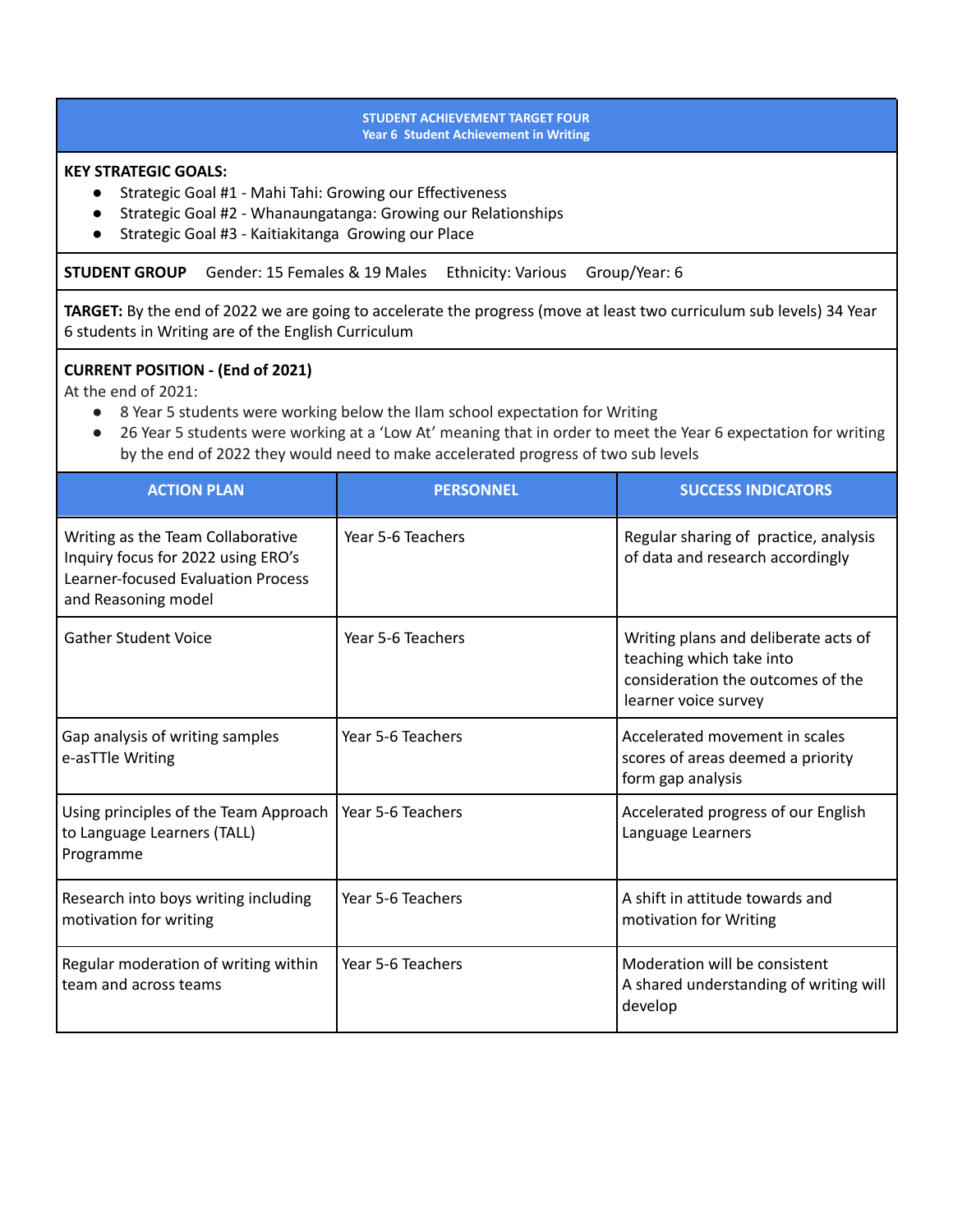**STUDENT ACHIEVEMENT TARGET FOUR**
**Year 6 Student Achievement in Writing**

**KEY STRATEGIC GOALS:**

- Strategic Goal #1 - Mahi Tahi: Growing our Effectiveness
- Strategic Goal #2 - Whanaungatanga: Growing our Relationships
- Strategic Goal #3 - Kaitiakitanga Growing our Place

**STUDENT GROUP** Gender: 15 Females & 19 Males Ethnicity: Various Group/Year: 6

**TARGET:** By the end of 2022 we are going to accelerate the progress (move at least two curriculum sub levels) 34 Year 6 students in Writing are of the English Curriculum

**CURRENT POSITION - (End of 2021)**

At the end of 2021:

- 8 Year 5 students were working below the Ilam school expectation for Writing
- 26 Year 5 students were working at a 'Low At' meaning that in order to meet the Year 6 expectation for writing by the end of 2022 they would need to make accelerated progress of two sub levels

| ACTION PLAN | PERSONNEL | SUCCESS INDICATORS |
|---|---|---|
| Writing as the Team Collaborative Inquiry focus for 2022 using ERO's Learner-focused Evaluation Process and Reasoning model | Year 5-6 Teachers | Regular sharing of practice, analysis of data and research accordingly |
| Gather Student Voice | Year 5-6 Teachers | Writing plans and deliberate acts of teaching which take into consideration the outcomes of the learner voice survey |
| Gap analysis of writing samples e-asTTle Writing | Year 5-6 Teachers | Accelerated movement in scales scores of areas deemed a priority form gap analysis |
| Using principles of the Team Approach to Language Learners (TALL) Programme | Year 5-6 Teachers | Accelerated progress of our English Language Learners |
| Research into boys writing including motivation for writing | Year 5-6 Teachers | A shift in attitude towards and motivation for Writing |
| Regular moderation of writing within team and across teams | Year 5-6 Teachers | Moderation will be consistent<br>A shared understanding of writing will develop |